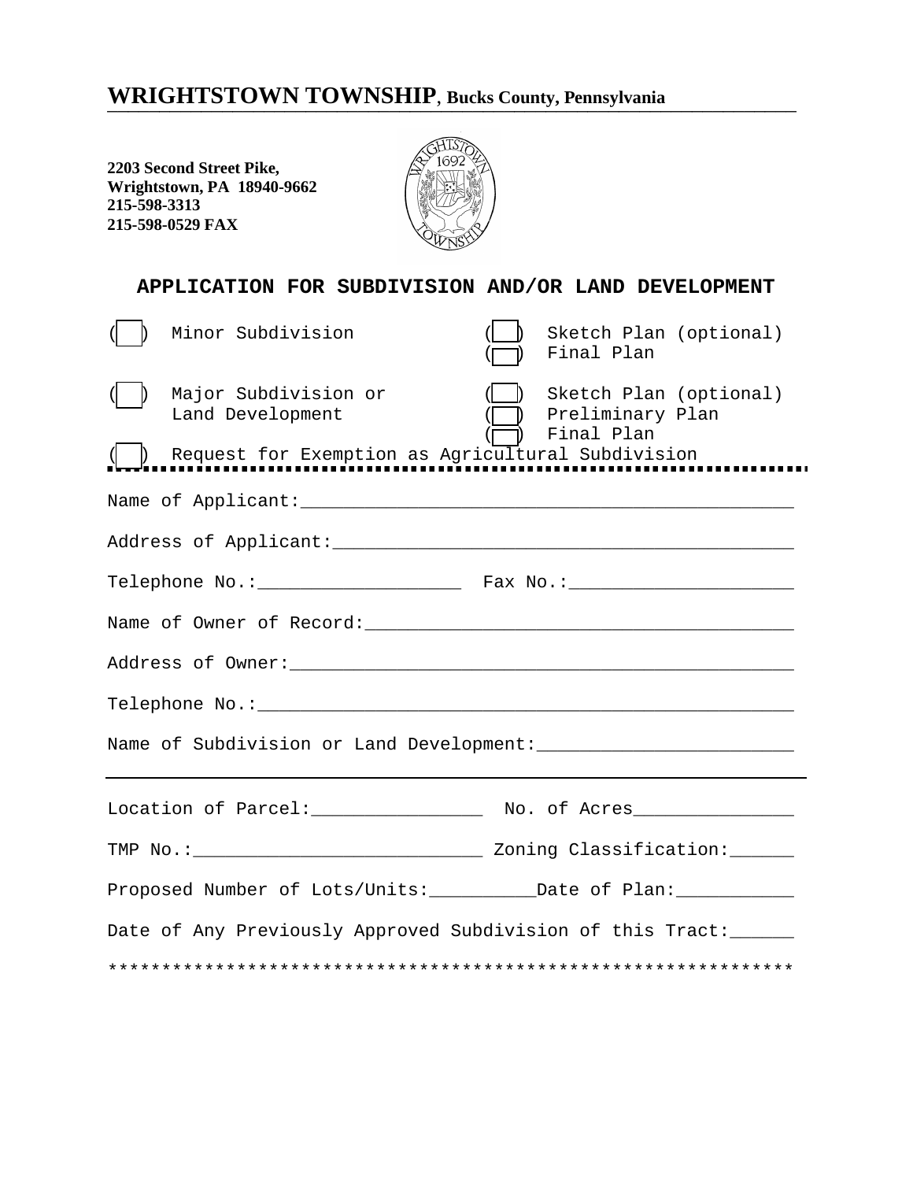# WRIGHTSTOWN TOWNSHIP, Bucks County, Pennsylvania

**2203 Second Street Pike,**
**Wrightstown, PA 18940-9662**
**215-598-3313**
**215-598-0529 FAX**

## APPLICATION FOR SUBDIVISION AND/OR LAND DEVELOPMENT

( ) Minor Subdivision
- ( ) Sketch Plan (optional)
- ( ) Final Plan

( ) Major Subdivision or Land Development
- ( ) Sketch Plan (optional)
- ( ) Preliminary Plan
- ( ) Final Plan

( ) Request for Exemption as Agricultural Subdivision

Name of Applicant:_______________________________________________

Address of Applicant:____________________________________________

Telephone No.:___________________ Fax No.:_____________________

Name of Owner of Record:_________________________________________

Address of Owner:________________________________________________

Telephone No.:___________________________________________________

Name of Subdivision or Land Development:________________________

---

Location of Parcel:________________ No. of Acres_______________

TMP No.:___________________________ Zoning Classification:______

Proposed Number of Lots/Units:__________Date of Plan:___________

Date of Any Previously Approved Subdivision of this Tract:______

****************************************************************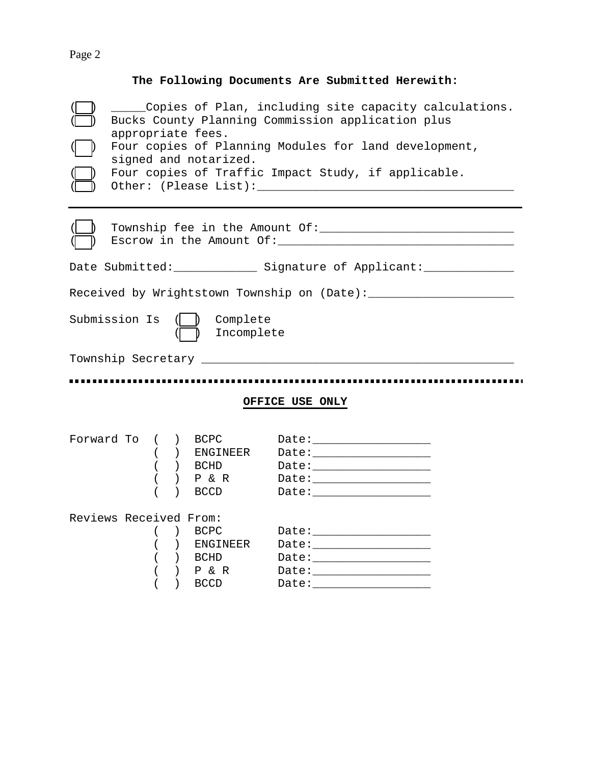### The Following Documents Are Submitted Herewith:

- ( ) _____Copies of Plan, including site capacity calculations.
- ( ) Bucks County Planning Commission application plus appropriate fees.
- ( ) Four copies of Planning Modules for land development, signed and notarized.
- ( ) Four copies of Traffic Impact Study, if applicable.
- ( ) Other: (Please List):____________________________________

---

- ( ) Township fee in the Amount Of:____________________________
- ( ) Escrow in the Amount Of:__________________________________

Date Submitted:____________ Signature of Applicant:_____________

Received by Wrightstown Township on (Date):_____________________

Submission Is ( ) Complete
( ) Incomplete

Township Secretary ____________________________________________

---

## OFFICE USE ONLY

Forward To

| | | |
|---|---|---|
| ( ) | BCPC | Date:_________________ |
| ( ) | ENGINEER | Date:_________________ |
| ( ) | BCHD | Date:_________________ |
| ( ) | P & R | Date:_________________ |
| ( ) | BCCD | Date:_________________ |

Reviews Received From:

| | | |
|---|---|---|
| ( ) | BCPC | Date:_________________ |
| ( ) | ENGINEER | Date:_________________ |
| ( ) | BCHD | Date:_________________ |
| ( ) | P & R | Date:_________________ |
| ( ) | BCCD | Date:_________________ |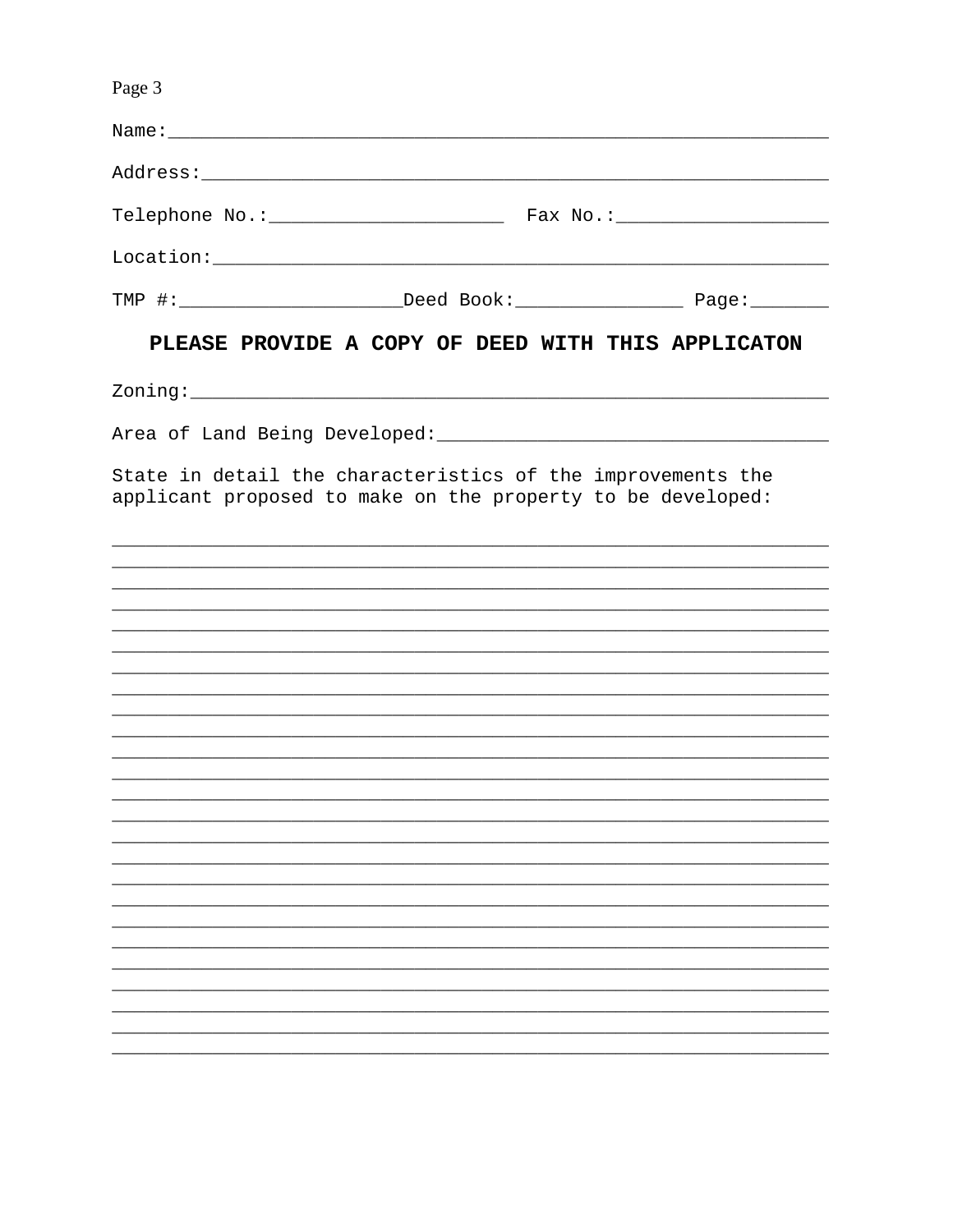Name:_____________________________________________________________

Address:__________________________________________________________

Telephone No.:_____________________  Fax No.:___________________

Location:_________________________________________________________

TMP #:____________________Deed Book:_______________ Page:_______

**PLEASE PROVIDE A COPY OF DEED WITH THIS APPLICATON**

Zoning:___________________________________________________________

Area of Land Being Developed:___________________________________

State in detail the characteristics of the improvements the applicant proposed to make on the property to be developed:

_________________________________________________________________
_________________________________________________________________
_________________________________________________________________
_________________________________________________________________
_________________________________________________________________
_________________________________________________________________
_________________________________________________________________
_________________________________________________________________
_________________________________________________________________
_________________________________________________________________
_________________________________________________________________
_________________________________________________________________
_________________________________________________________________
_________________________________________________________________
_________________________________________________________________
_________________________________________________________________
_________________________________________________________________
_________________________________________________________________
_________________________________________________________________
_________________________________________________________________
_________________________________________________________________
_________________________________________________________________
_________________________________________________________________
_________________________________________________________________
_________________________________________________________________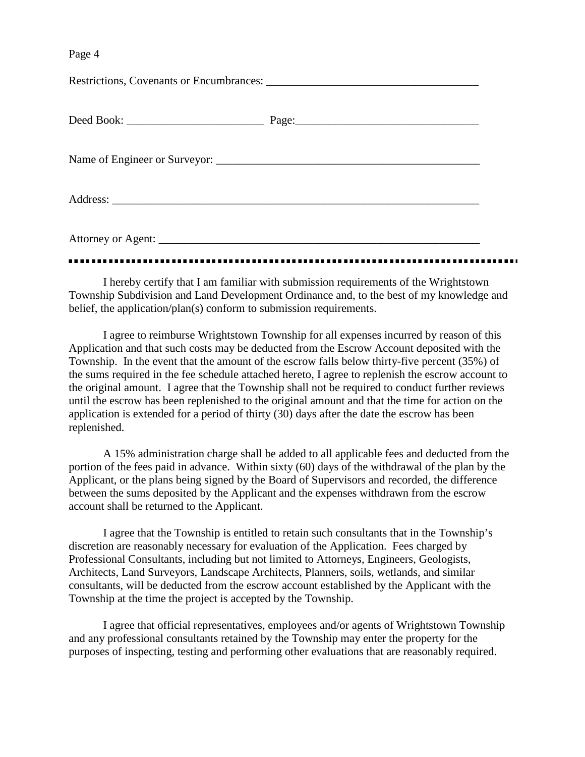Restrictions, Covenants or Encumbrances: ____________________________________

Deed Book: ________________________ Page:________________________________

Name of Engineer or Surveyor: _______________________________________________

Address: __________________________________________________________________

Attorney or Agent: __________________________________________________________

---

I hereby certify that I am familiar with submission requirements of the Wrightstown Township Subdivision and Land Development Ordinance and, to the best of my knowledge and belief, the application/plan(s) conform to submission requirements.

I agree to reimburse Wrightstown Township for all expenses incurred by reason of this Application and that such costs may be deducted from the Escrow Account deposited with the Township. In the event that the amount of the escrow falls below thirty-five percent (35%) of the sums required in the fee schedule attached hereto, I agree to replenish the escrow account to the original amount. I agree that the Township shall not be required to conduct further reviews until the escrow has been replenished to the original amount and that the time for action on the application is extended for a period of thirty (30) days after the date the escrow has been replenished.

A 15% administration charge shall be added to all applicable fees and deducted from the portion of the fees paid in advance. Within sixty (60) days of the withdrawal of the plan by the Applicant, or the plans being signed by the Board of Supervisors and recorded, the difference between the sums deposited by the Applicant and the expenses withdrawn from the escrow account shall be returned to the Applicant.

I agree that the Township is entitled to retain such consultants that in the Township's discretion are reasonably necessary for evaluation of the Application. Fees charged by Professional Consultants, including but not limited to Attorneys, Engineers, Geologists, Architects, Land Surveyors, Landscape Architects, Planners, soils, wetlands, and similar consultants, will be deducted from the escrow account established by the Applicant with the Township at the time the project is accepted by the Township.

I agree that official representatives, employees and/or agents of Wrightstown Township and any professional consultants retained by the Township may enter the property for the purposes of inspecting, testing and performing other evaluations that are reasonably required.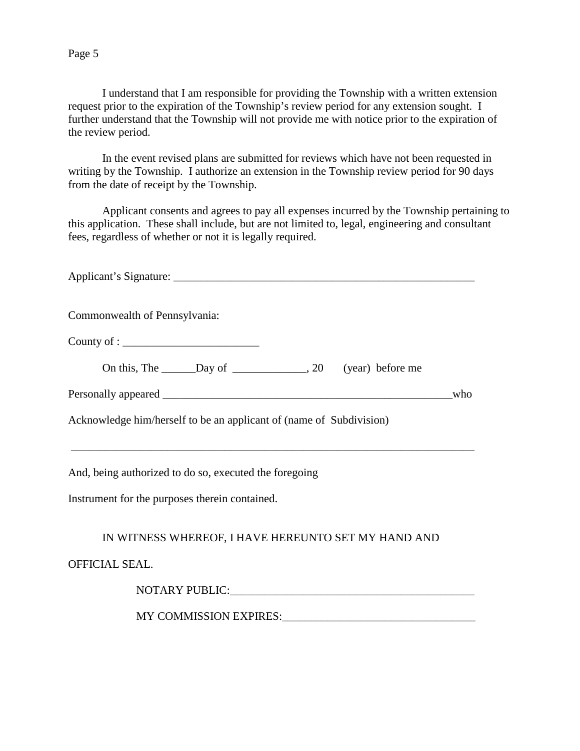I understand that I am responsible for providing the Township with a written extension request prior to the expiration of the Township's review period for any extension sought. I further understand that the Township will not provide me with notice prior to the expiration of the review period.

In the event revised plans are submitted for reviews which have not been requested in writing by the Township. I authorize an extension in the Township review period for 90 days from the date of receipt by the Township.

Applicant consents and agrees to pay all expenses incurred by the Township pertaining to this application. These shall include, but are not limited to, legal, engineering and consultant fees, regardless of whether or not it is legally required.

Applicant's Signature: ________________________________________________________

Commonwealth of Pennsylvania:

County of : ________________________

On this, The ______Day of _____________, 20 (year) before me

Personally appeared ____________________________________________________who

Acknowledge him/herself to be an applicant of (name of Subdivision)

_________________________________________________________________________

And, being authorized to do so, executed the foregoing

Instrument for the purposes therein contained.

IN WITNESS WHEREOF, I HAVE HEREUNTO SET MY HAND AND

OFFICIAL SEAL.

NOTARY PUBLIC:___________________________________________

MY COMMISSION EXPIRES:_________________________________